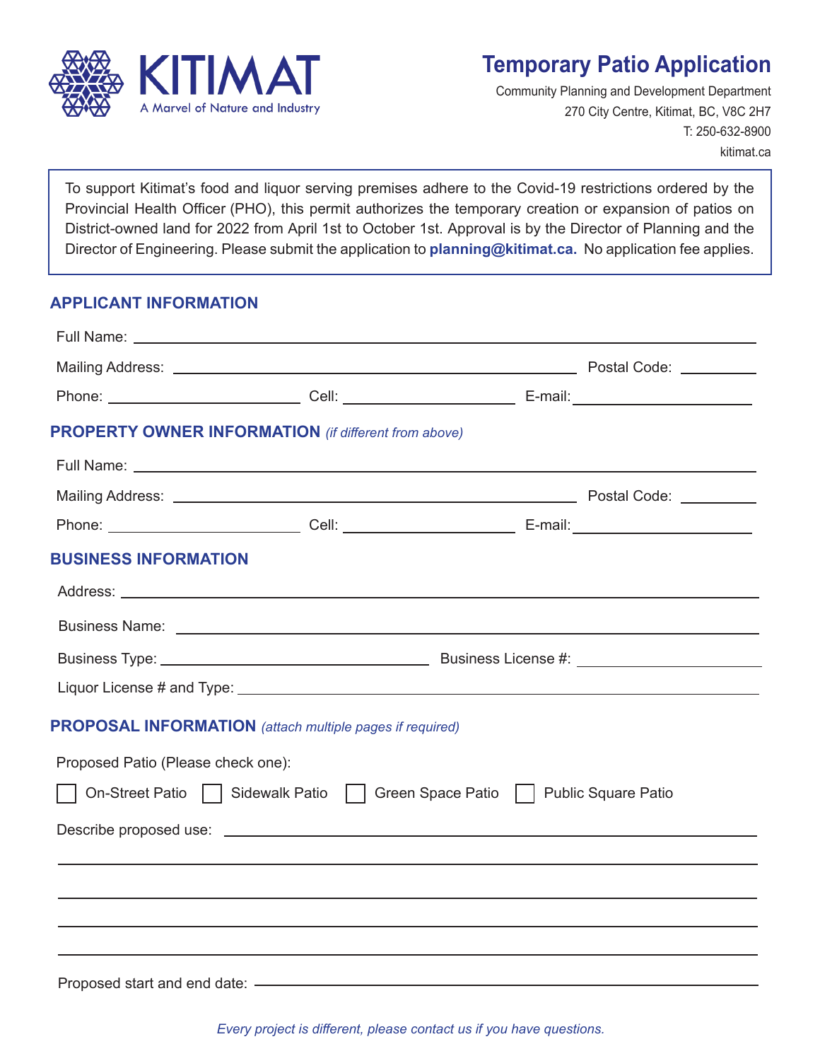KITIMAT
A Marvel of Nature and Industry

# Temporary Patio Application

Community Planning and Development Department
270 City Centre, Kitimat, BC, V8C 2H7
T: 250-632-8900
kitimat.ca

To support Kitimat's food and liquor serving premises adhere to the Covid-19 restrictions ordered by the Provincial Health Officer (PHO), this permit authorizes the temporary creation or expansion of patios on District-owned land for 2022 from April 1st to October 1st. Approval is by the Director of Planning and the Director of Engineering. Please submit the application to **planning@kitimat.ca.** No application fee applies.

## APPLICANT INFORMATION

Full Name: ______________________________

Mailing Address: ______________________________ Postal Code: __________

Phone: ______________ Cell: ______________ E-mail: ______________

## PROPERTY OWNER INFORMATION *(if different from above)*

Full Name: ______________________________

Mailing Address: ______________________________ Postal Code: __________

Phone: ______________ Cell: ______________ E-mail: ______________

## BUSINESS INFORMATION

Address: ______________________________

Business Name: ______________________________

Business Type: ______________ Business License #: ______________

Liquor License # and Type: ______________________________

## PROPOSAL INFORMATION *(attach multiple pages if required)*

Proposed Patio (Please check one):

☐ On-Street Patio ☐ Sidewalk Patio ☐ Green Space Patio ☐ Public Square Patio

Describe proposed use: ______________________________

______________________________

______________________________

______________________________

______________________________

Proposed start and end date: ______________________________

*Every project is different, please contact us if you have questions.*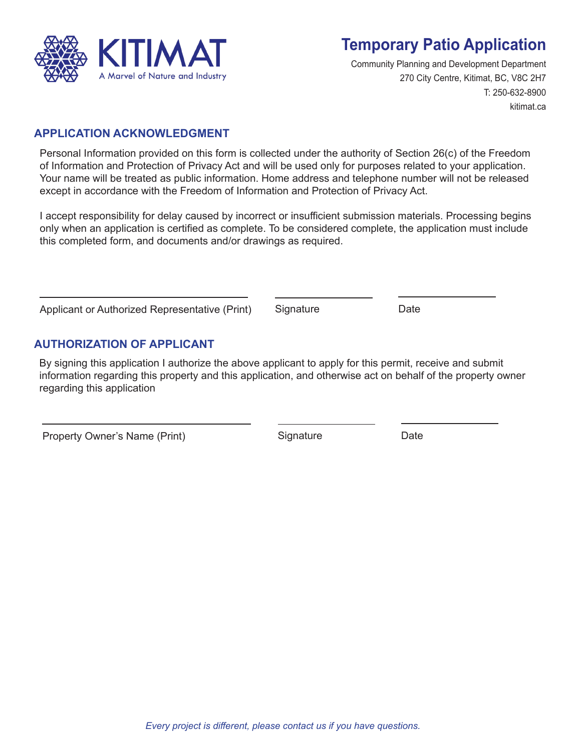KITIMAT
A Marvel of Nature and Industry

# Temporary Patio Application

Community Planning and Development Department
270 City Centre, Kitimat, BC, V8C 2H7
T: 250-632-8900
kitimat.ca

## APPLICATION ACKNOWLEDGMENT

Personal Information provided on this form is collected under the authority of Section 26(c) of the Freedom of Information and Protection of Privacy Act and will be used only for purposes related to your application. Your name will be treated as public information. Home address and telephone number will not be released except in accordance with the Freedom of Information and Protection of Privacy Act.

I accept responsibility for delay caused by incorrect or insufficient submission materials. Processing begins only when an application is certified as complete. To be considered complete, the application must include this completed form, and documents and/or drawings as required.

| Applicant or Authorized Representative (Print) | Signature | Date |
|---|---|---|
| | | |

## AUTHORIZATION OF APPLICANT

By signing this application I authorize the above applicant to apply for this permit, receive and submit information regarding this property and this application, and otherwise act on behalf of the property owner regarding this application

| Property Owner's Name (Print) | Signature | Date |
|---|---|---|
| | | |

*Every project is different, please contact us if you have questions.*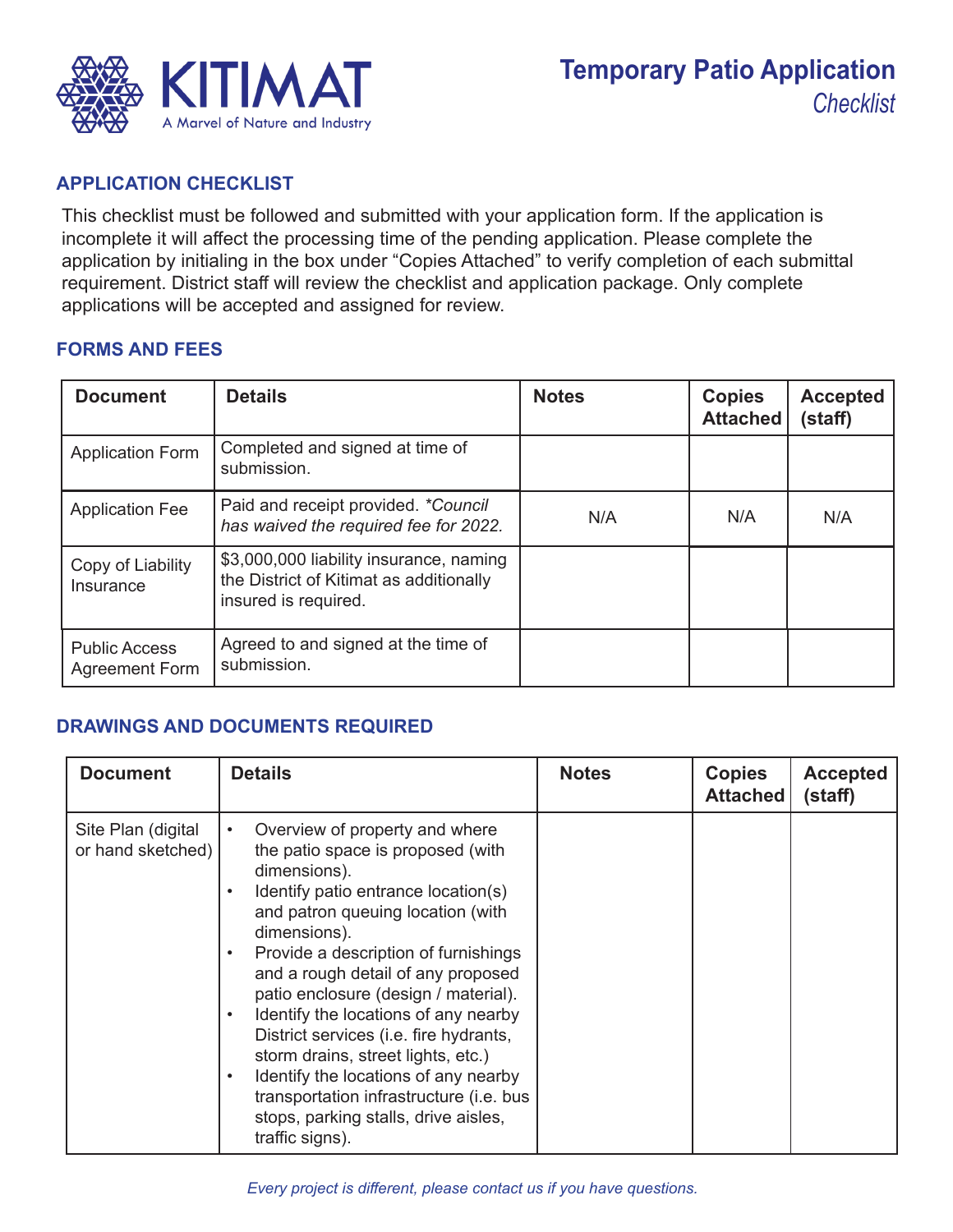# Temporary Patio Application

*Checklist*

## APPLICATION CHECKLIST

This checklist must be followed and submitted with your application form. If the application is incomplete it will affect the processing time of the pending application. Please complete the application by initialing in the box under "Copies Attached" to verify completion of each submittal requirement. District staff will review the checklist and application package. Only complete applications will be accepted and assigned for review.

## FORMS AND FEES

| Document | Details | Notes | Copies Attached | Accepted (staff) |
|---|---|---|---|---|
| Application Form | Completed and signed at time of submission. | | | |
| Application Fee | Paid and receipt provided. *\*Council has waived the required fee for 2022.* | N/A | N/A | N/A |
| Copy of Liability Insurance | $3,000,000 liability insurance, naming the District of Kitimat as additionally insured is required. | | | |
| Public Access Agreement Form | Agreed to and signed at the time of submission. | | | |

## DRAWINGS AND DOCUMENTS REQUIRED

| Document | Details | Notes | Copies Attached | Accepted (staff) |
|---|---|---|---|---|
| Site Plan (digital or hand sketched) | • Overview of property and where the patio space is proposed (with dimensions).<br>• Identify patio entrance location(s) and patron queuing location (with dimensions).<br>• Provide a description of furnishings and a rough detail of any proposed patio enclosure (design / material).<br>• Identify the locations of any nearby District services (i.e. fire hydrants, storm drains, street lights, etc.)<br>• Identify the locations of any nearby transportation infrastructure (i.e. bus stops, parking stalls, drive aisles, traffic signs). | | | |

*Every project is different, please contact us if you have questions.*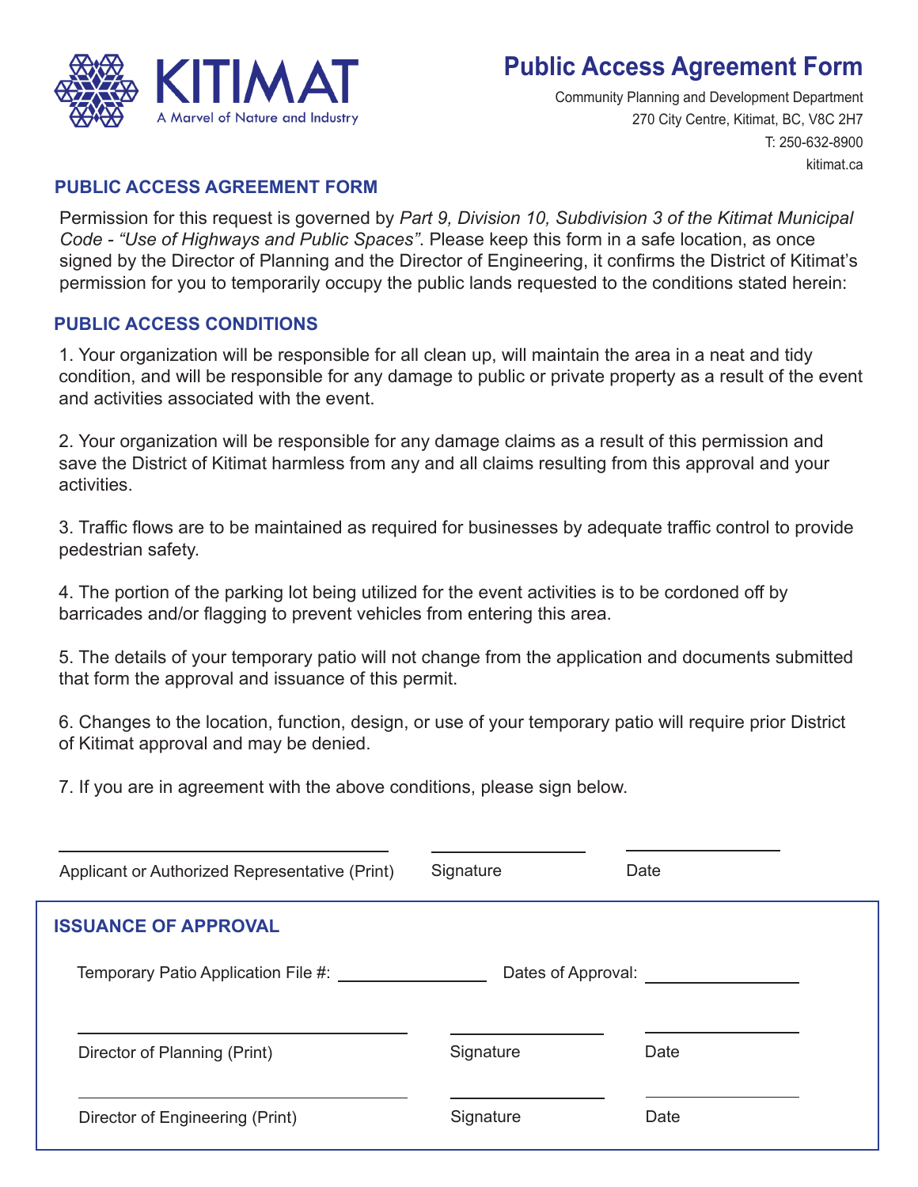KITIMAT

A Marvel of Nature and Industry

# Public Access Agreement Form

Community Planning and Development Department
270 City Centre, Kitimat, BC, V8C 2H7
T: 250-632-8900
kitimat.ca

## PUBLIC ACCESS AGREEMENT FORM

Permission for this request is governed by *Part 9, Division 10, Subdivision 3 of the Kitimat Municipal Code - "Use of Highways and Public Spaces"*. Please keep this form in a safe location, as once signed by the Director of Planning and the Director of Engineering, it confirms the District of Kitimat's permission for you to temporarily occupy the public lands requested to the conditions stated herein:

## PUBLIC ACCESS CONDITIONS

1. Your organization will be responsible for all clean up, will maintain the area in a neat and tidy condition, and will be responsible for any damage to public or private property as a result of the event and activities associated with the event.

2. Your organization will be responsible for any damage claims as a result of this permission and save the District of Kitimat harmless from any and all claims resulting from this approval and your activities.

3. Traffic flows are to be maintained as required for businesses by adequate traffic control to provide pedestrian safety.

4. The portion of the parking lot being utilized for the event activities is to be cordoned off by barricades and/or flagging to prevent vehicles from entering this area.

5. The details of your temporary patio will not change from the application and documents submitted that form the approval and issuance of this permit.

6. Changes to the location, function, design, or use of your temporary patio will require prior District of Kitimat approval and may be denied.

7. If you are in agreement with the above conditions, please sign below.

Applicant or Authorized Representative (Print) ____________________ Signature ____________ Date ____________

## ISSUANCE OF APPROVAL

Temporary Patio Application File #: ____________ Dates of Approval: ____________

Director of Planning (Print) ____________________ Signature ____________ Date ____________

Director of Engineering (Print) ____________________ Signature ____________ Date ____________